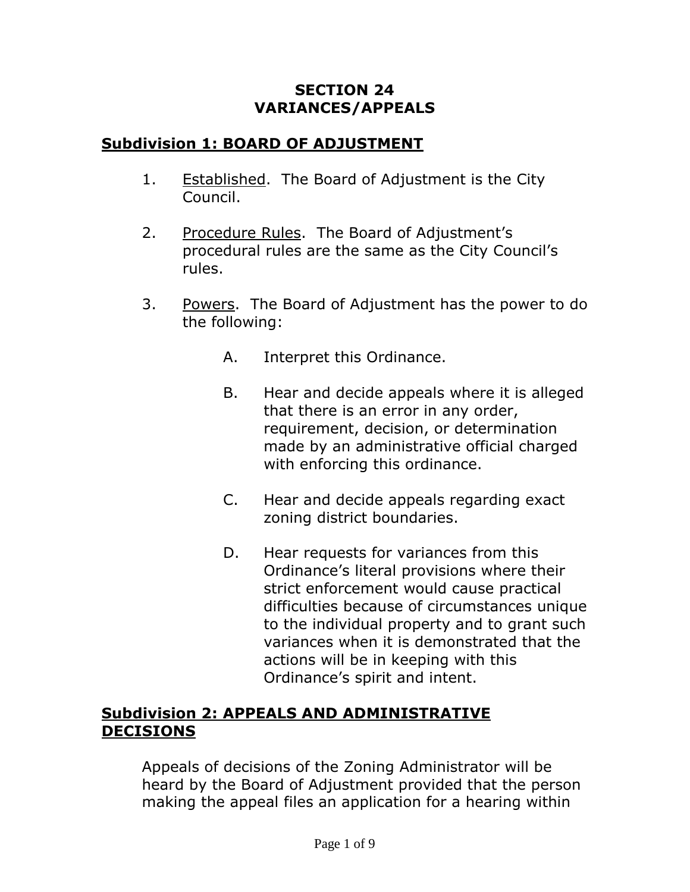# SECTION 24
# VARIANCES/APPEALS

## Subdivision 1: BOARD OF ADJUSTMENT

1. Established. The Board of Adjustment is the City Council.

2. Procedure Rules. The Board of Adjustment's procedural rules are the same as the City Council's rules.

3. Powers. The Board of Adjustment has the power to do the following:

   A. Interpret this Ordinance.

   B. Hear and decide appeals where it is alleged that there is an error in any order, requirement, decision, or determination made by an administrative official charged with enforcing this ordinance.

   C. Hear and decide appeals regarding exact zoning district boundaries.

   D. Hear requests for variances from this Ordinance's literal provisions where their strict enforcement would cause practical difficulties because of circumstances unique to the individual property and to grant such variances when it is demonstrated that the actions will be in keeping with this Ordinance's spirit and intent.

## Subdivision 2: APPEALS AND ADMINISTRATIVE DECISIONS

Appeals of decisions of the Zoning Administrator will be heard by the Board of Adjustment provided that the person making the appeal files an application for a hearing within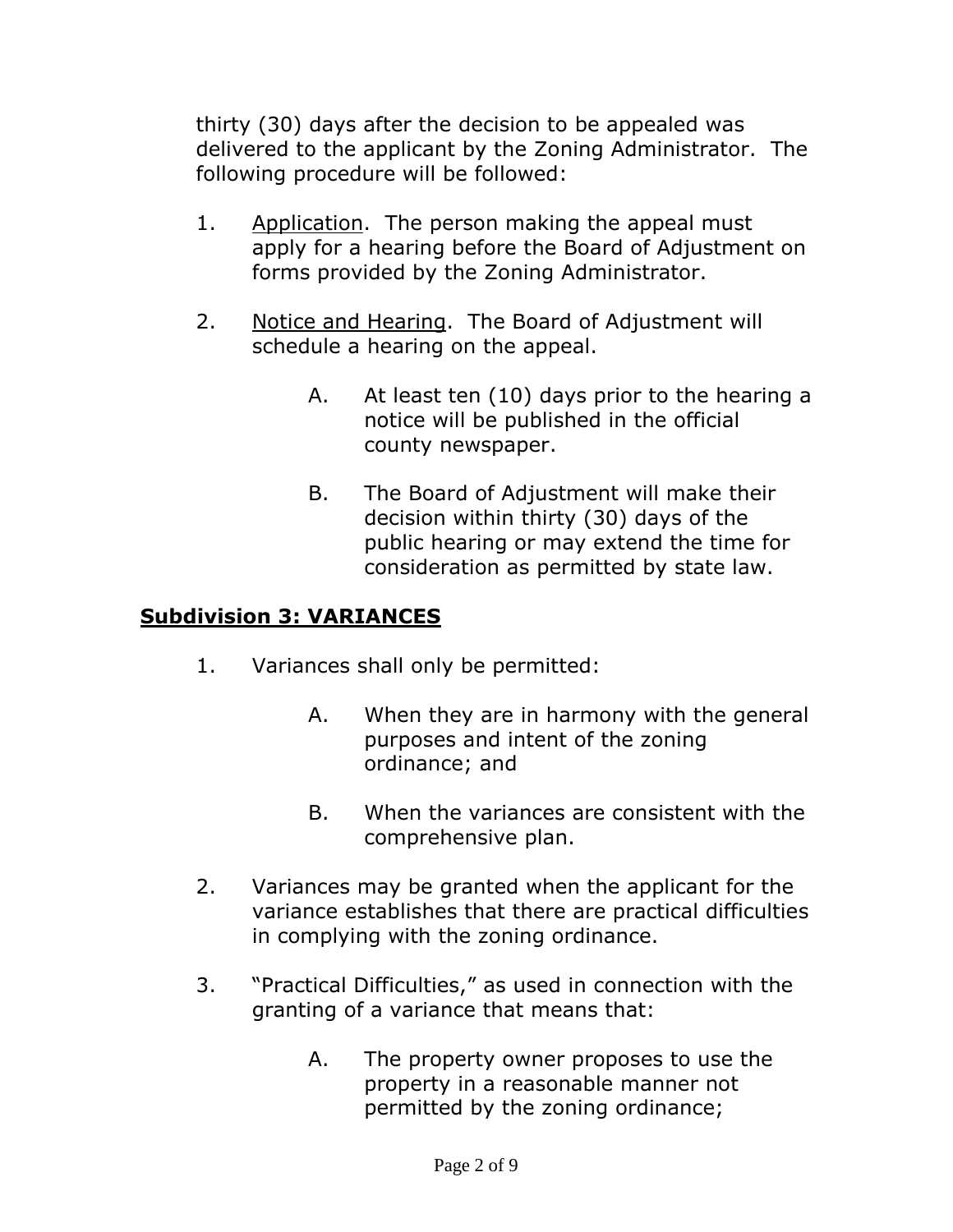thirty (30) days after the decision to be appealed was delivered to the applicant by the Zoning Administrator. The following procedure will be followed:

1. Application. The person making the appeal must apply for a hearing before the Board of Adjustment on forms provided by the Zoning Administrator.

2. Notice and Hearing. The Board of Adjustment will schedule a hearing on the appeal.

   A. At least ten (10) days prior to the hearing a notice will be published in the official county newspaper.

   B. The Board of Adjustment will make their decision within thirty (30) days of the public hearing or may extend the time for consideration as permitted by state law.

## Subdivision 3: VARIANCES

1. Variances shall only be permitted:

   A. When they are in harmony with the general purposes and intent of the zoning ordinance; and

   B. When the variances are consistent with the comprehensive plan.

2. Variances may be granted when the applicant for the variance establishes that there are practical difficulties in complying with the zoning ordinance.

3. "Practical Difficulties," as used in connection with the granting of a variance that means that:

   A. The property owner proposes to use the property in a reasonable manner not permitted by the zoning ordinance;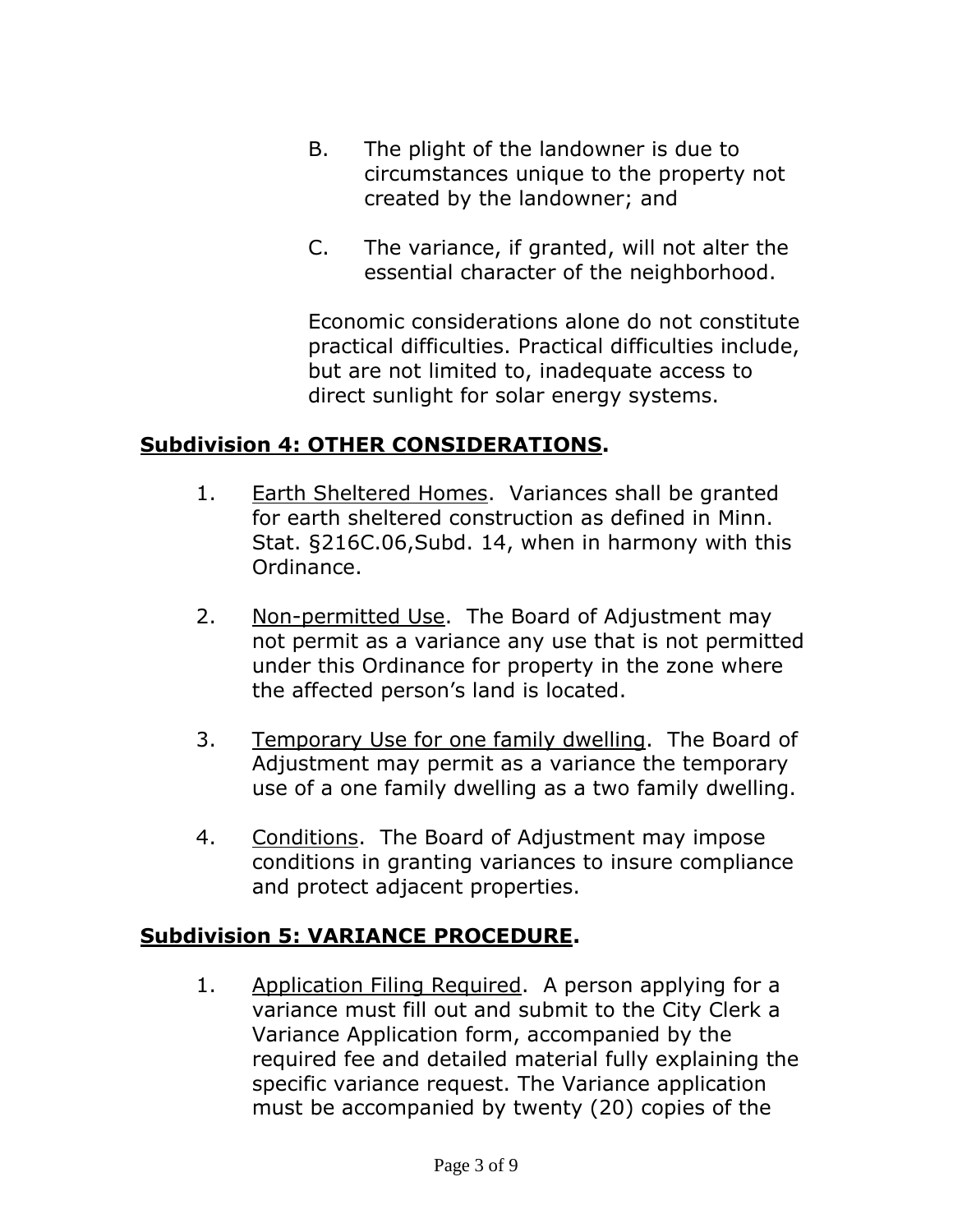B. The plight of the landowner is due to circumstances unique to the property not created by the landowner; and

C. The variance, if granted, will not alter the essential character of the neighborhood.

Economic considerations alone do not constitute practical difficulties. Practical difficulties include, but are not limited to, inadequate access to direct sunlight for solar energy systems.

**Subdivision 4: OTHER CONSIDERATIONS.**

1. Earth Sheltered Homes. Variances shall be granted for earth sheltered construction as defined in Minn. Stat. §216C.06,Subd. 14, when in harmony with this Ordinance.

2. Non-permitted Use. The Board of Adjustment may not permit as a variance any use that is not permitted under this Ordinance for property in the zone where the affected person's land is located.

3. Temporary Use for one family dwelling. The Board of Adjustment may permit as a variance the temporary use of a one family dwelling as a two family dwelling.

4. Conditions. The Board of Adjustment may impose conditions in granting variances to insure compliance and protect adjacent properties.

**Subdivision 5: VARIANCE PROCEDURE.**

1. Application Filing Required. A person applying for a variance must fill out and submit to the City Clerk a Variance Application form, accompanied by the required fee and detailed material fully explaining the specific variance request. The Variance application must be accompanied by twenty (20) copies of the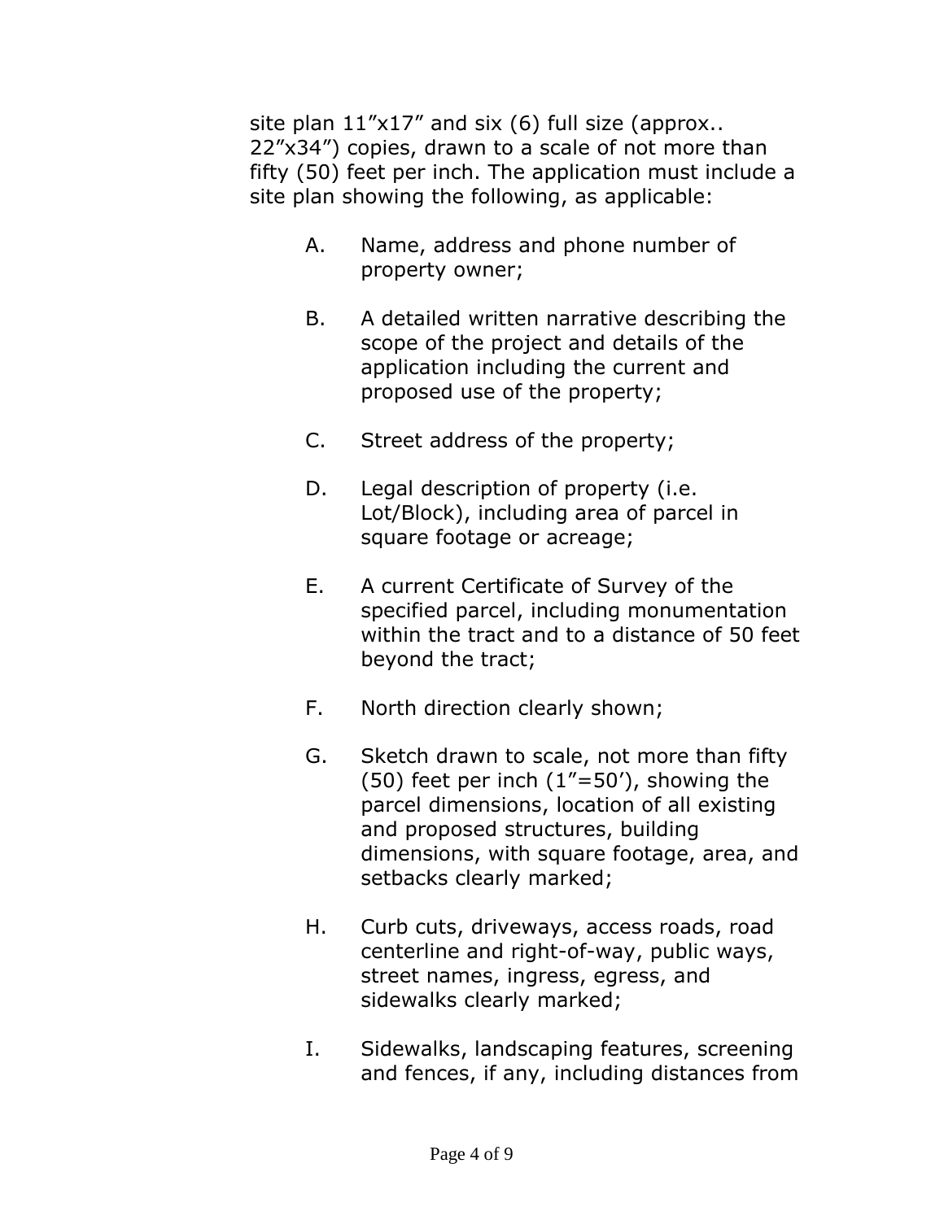site plan 11”x17” and six (6) full size (approx.. 22”x34”) copies, drawn to a scale of not more than fifty (50) feet per inch. The application must include a site plan showing the following, as applicable:

A. Name, address and phone number of property owner;

B. A detailed written narrative describing the scope of the project and details of the application including the current and proposed use of the property;

C. Street address of the property;

D. Legal description of property (i.e. Lot/Block), including area of parcel in square footage or acreage;

E. A current Certificate of Survey of the specified parcel, including monumentation within the tract and to a distance of 50 feet beyond the tract;

F. North direction clearly shown;

G. Sketch drawn to scale, not more than fifty (50) feet per inch (1”=50’), showing the parcel dimensions, location of all existing and proposed structures, building dimensions, with square footage, area, and setbacks clearly marked;

H. Curb cuts, driveways, access roads, road centerline and right-of-way, public ways, street names, ingress, egress, and sidewalks clearly marked;

I. Sidewalks, landscaping features, screening and fences, if any, including distances from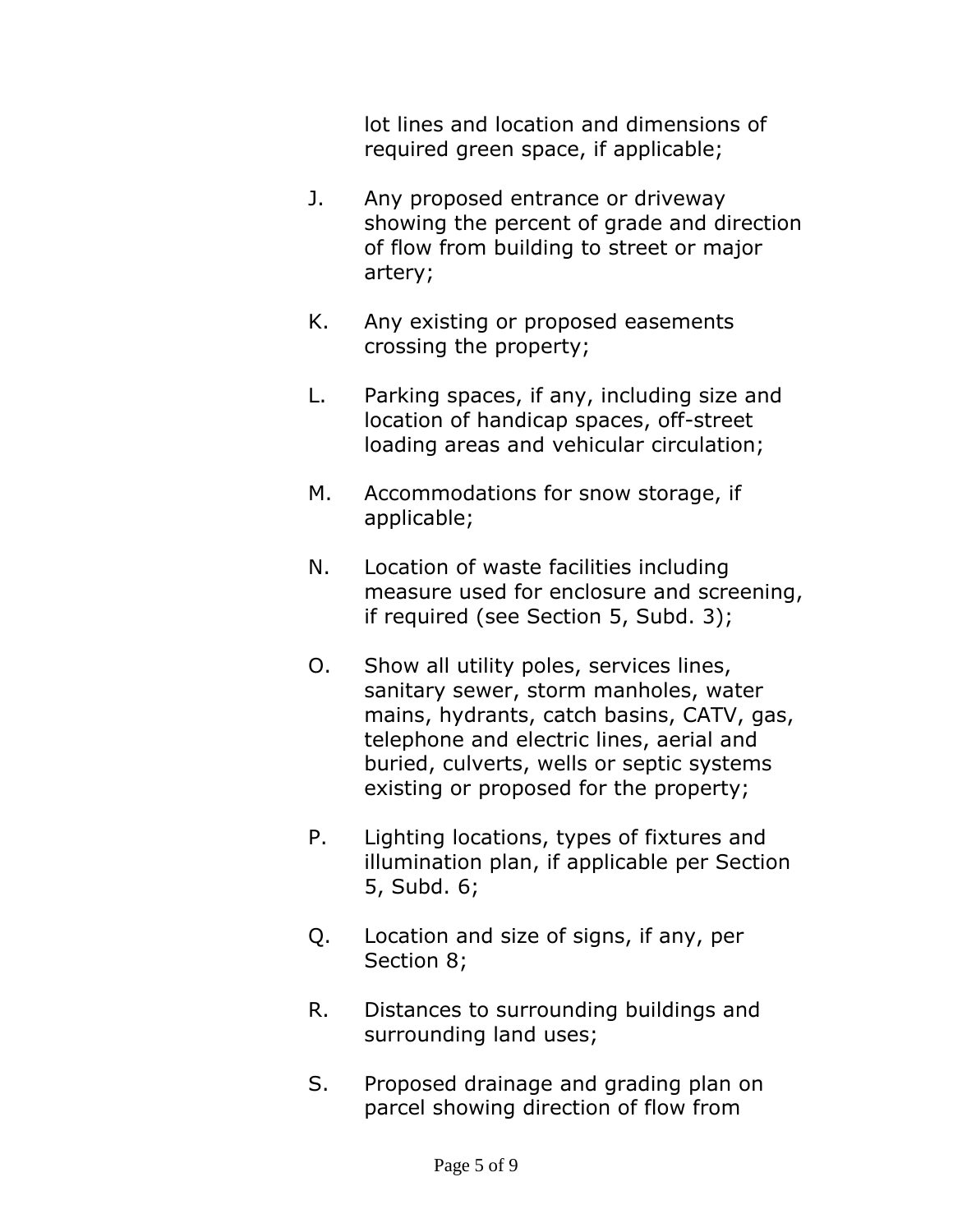lot lines and location and dimensions of required green space, if applicable;

J. Any proposed entrance or driveway showing the percent of grade and direction of flow from building to street or major artery;

K. Any existing or proposed easements crossing the property;

L. Parking spaces, if any, including size and location of handicap spaces, off-street loading areas and vehicular circulation;

M. Accommodations for snow storage, if applicable;

N. Location of waste facilities including measure used for enclosure and screening, if required (see Section 5, Subd. 3);

O. Show all utility poles, services lines, sanitary sewer, storm manholes, water mains, hydrants, catch basins, CATV, gas, telephone and electric lines, aerial and buried, culverts, wells or septic systems existing or proposed for the property;

P. Lighting locations, types of fixtures and illumination plan, if applicable per Section 5, Subd. 6;

Q. Location and size of signs, if any, per Section 8;

R. Distances to surrounding buildings and surrounding land uses;

S. Proposed drainage and grading plan on parcel showing direction of flow from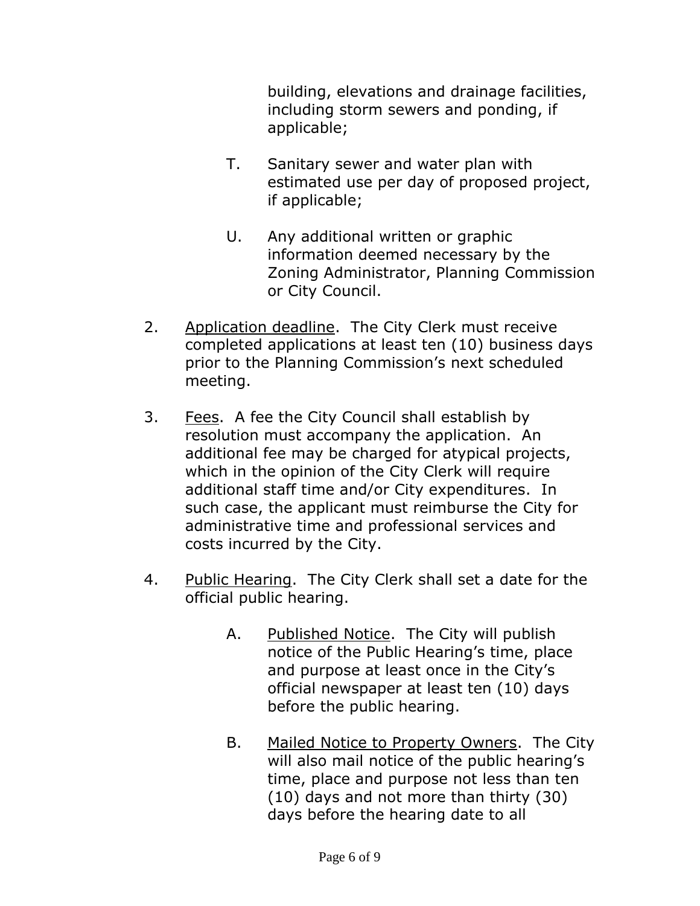building, elevations and drainage facilities, including storm sewers and ponding, if applicable;

T. Sanitary sewer and water plan with estimated use per day of proposed project, if applicable;

U. Any additional written or graphic information deemed necessary by the Zoning Administrator, Planning Commission or City Council.

2. Application deadline. The City Clerk must receive completed applications at least ten (10) business days prior to the Planning Commission's next scheduled meeting.

3. Fees. A fee the City Council shall establish by resolution must accompany the application. An additional fee may be charged for atypical projects, which in the opinion of the City Clerk will require additional staff time and/or City expenditures. In such case, the applicant must reimburse the City for administrative time and professional services and costs incurred by the City.

4. Public Hearing. The City Clerk shall set a date for the official public hearing.

   A. Published Notice. The City will publish notice of the Public Hearing's time, place and purpose at least once in the City's official newspaper at least ten (10) days before the public hearing.

   B. Mailed Notice to Property Owners. The City will also mail notice of the public hearing's time, place and purpose not less than ten (10) days and not more than thirty (30) days before the hearing date to all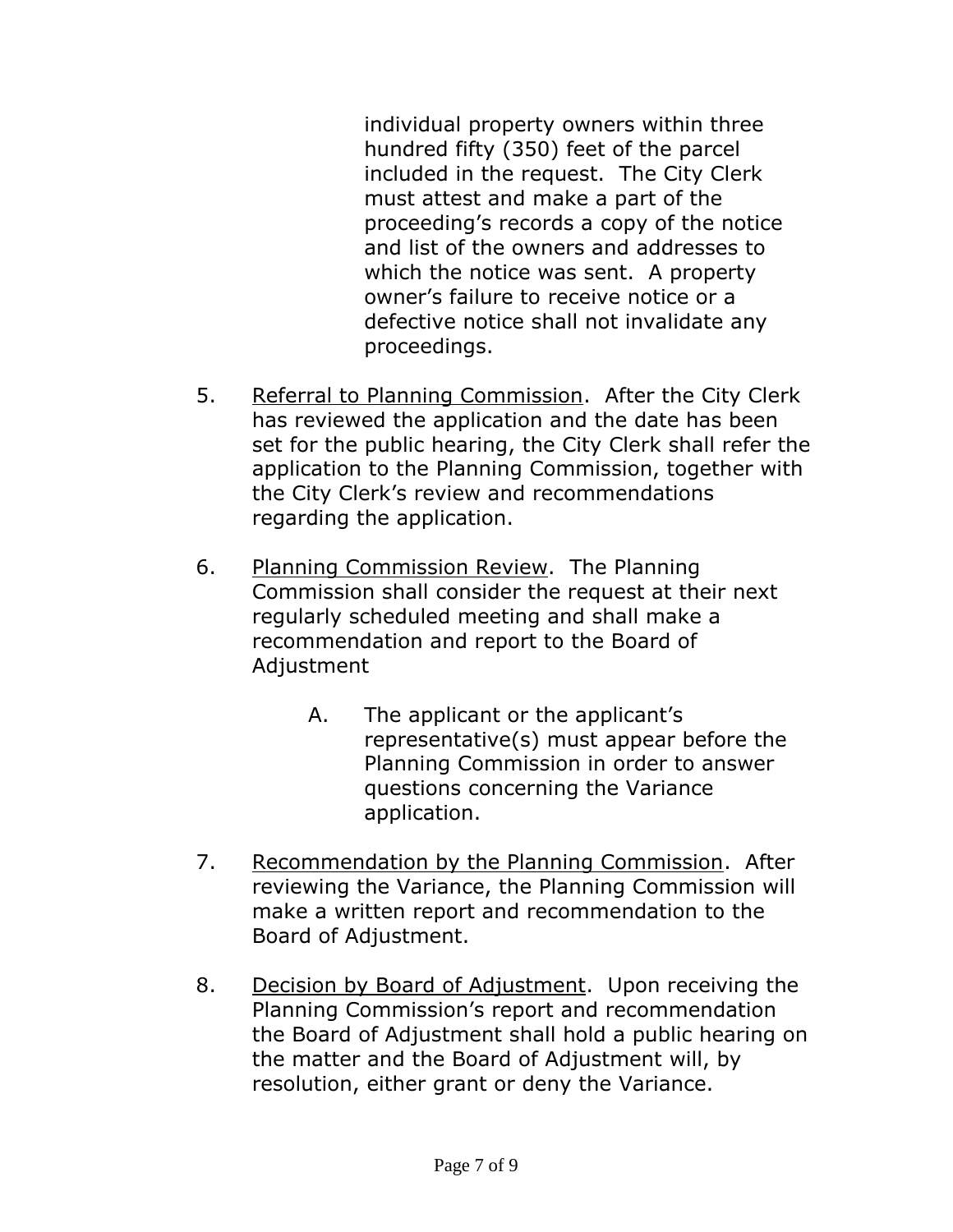individual property owners within three hundred fifty (350) feet of the parcel included in the request. The City Clerk must attest and make a part of the proceeding's records a copy of the notice and list of the owners and addresses to which the notice was sent. A property owner's failure to receive notice or a defective notice shall not invalidate any proceedings.

5. Referral to Planning Commission. After the City Clerk has reviewed the application and the date has been set for the public hearing, the City Clerk shall refer the application to the Planning Commission, together with the City Clerk's review and recommendations regarding the application.

6. Planning Commission Review. The Planning Commission shall consider the request at their next regularly scheduled meeting and shall make a recommendation and report to the Board of Adjustment

   A. The applicant or the applicant's representative(s) must appear before the Planning Commission in order to answer questions concerning the Variance application.

7. Recommendation by the Planning Commission. After reviewing the Variance, the Planning Commission will make a written report and recommendation to the Board of Adjustment.

8. Decision by Board of Adjustment. Upon receiving the Planning Commission's report and recommendation the Board of Adjustment shall hold a public hearing on the matter and the Board of Adjustment will, by resolution, either grant or deny the Variance.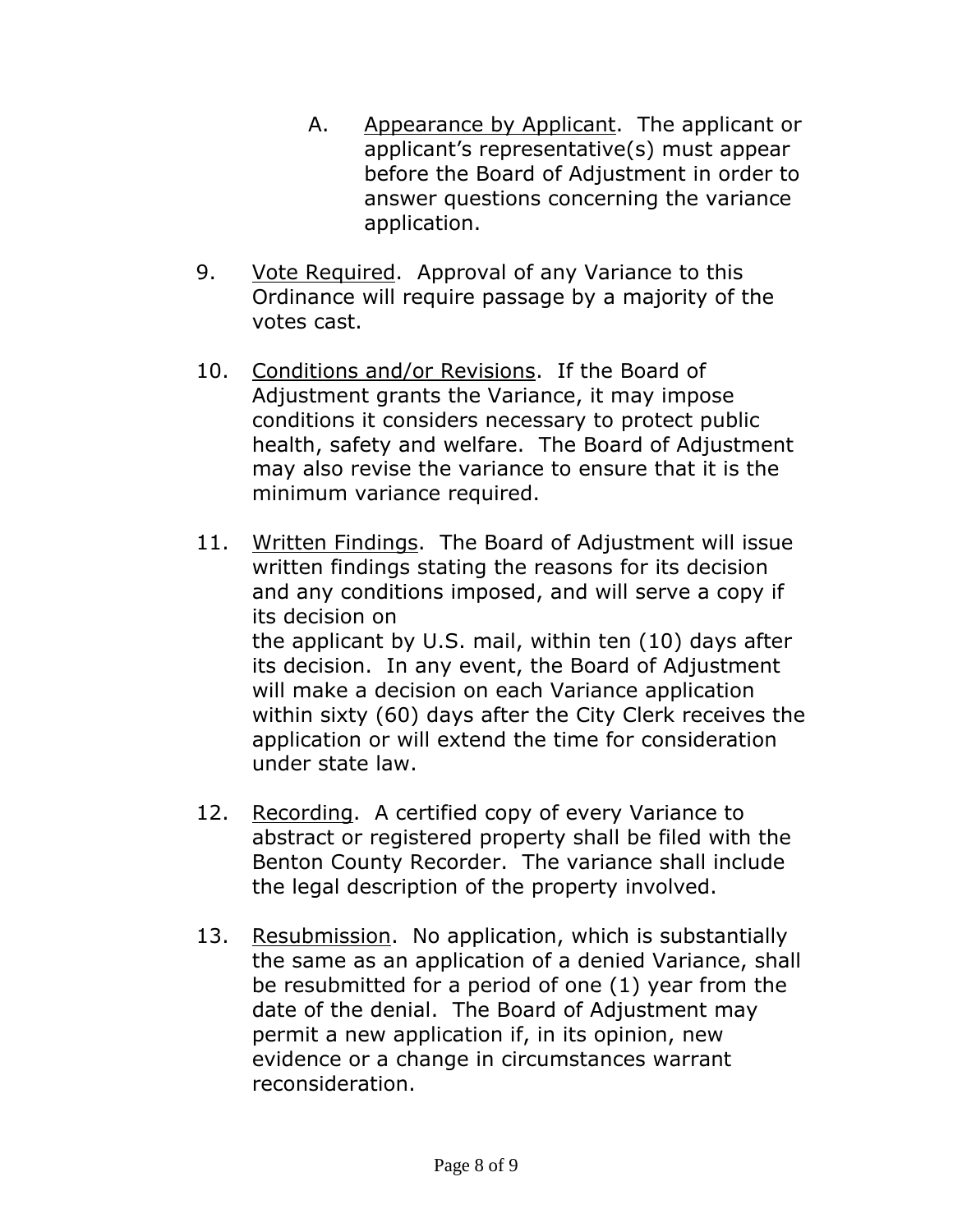A. Appearance by Applicant. The applicant or applicant's representative(s) must appear before the Board of Adjustment in order to answer questions concerning the variance application.

9. Vote Required. Approval of any Variance to this Ordinance will require passage by a majority of the votes cast.

10. Conditions and/or Revisions. If the Board of Adjustment grants the Variance, it may impose conditions it considers necessary to protect public health, safety and welfare. The Board of Adjustment may also revise the variance to ensure that it is the minimum variance required.

11. Written Findings. The Board of Adjustment will issue written findings stating the reasons for its decision and any conditions imposed, and will serve a copy if its decision on the applicant by U.S. mail, within ten (10) days after its decision. In any event, the Board of Adjustment will make a decision on each Variance application within sixty (60) days after the City Clerk receives the application or will extend the time for consideration under state law.

12. Recording. A certified copy of every Variance to abstract or registered property shall be filed with the Benton County Recorder. The variance shall include the legal description of the property involved.

13. Resubmission. No application, which is substantially the same as an application of a denied Variance, shall be resubmitted for a period of one (1) year from the date of the denial. The Board of Adjustment may permit a new application if, in its opinion, new evidence or a change in circumstances warrant reconsideration.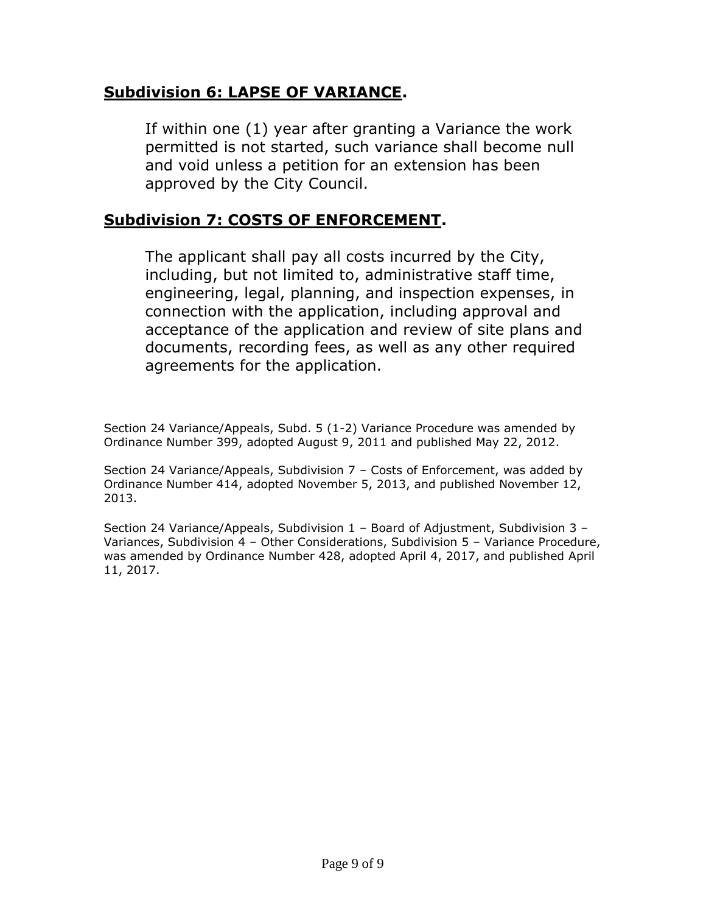## **Subdivision 6: LAPSE OF VARIANCE.**

If within one (1) year after granting a Variance the work permitted is not started, such variance shall become null and void unless a petition for an extension has been approved by the City Council.

## **Subdivision 7: COSTS OF ENFORCEMENT.**

The applicant shall pay all costs incurred by the City, including, but not limited to, administrative staff time, engineering, legal, planning, and inspection expenses, in connection with the application, including approval and acceptance of the application and review of site plans and documents, recording fees, as well as any other required agreements for the application.

Section 24 Variance/Appeals, Subd. 5 (1-2) Variance Procedure was amended by Ordinance Number 399, adopted August 9, 2011 and published May 22, 2012.

Section 24 Variance/Appeals, Subdivision 7 – Costs of Enforcement, was added by Ordinance Number 414, adopted November 5, 2013, and published November 12, 2013.

Section 24 Variance/Appeals, Subdivision 1 – Board of Adjustment, Subdivision 3 – Variances, Subdivision 4 – Other Considerations, Subdivision 5 – Variance Procedure, was amended by Ordinance Number 428, adopted April 4, 2017, and published April 11, 2017.